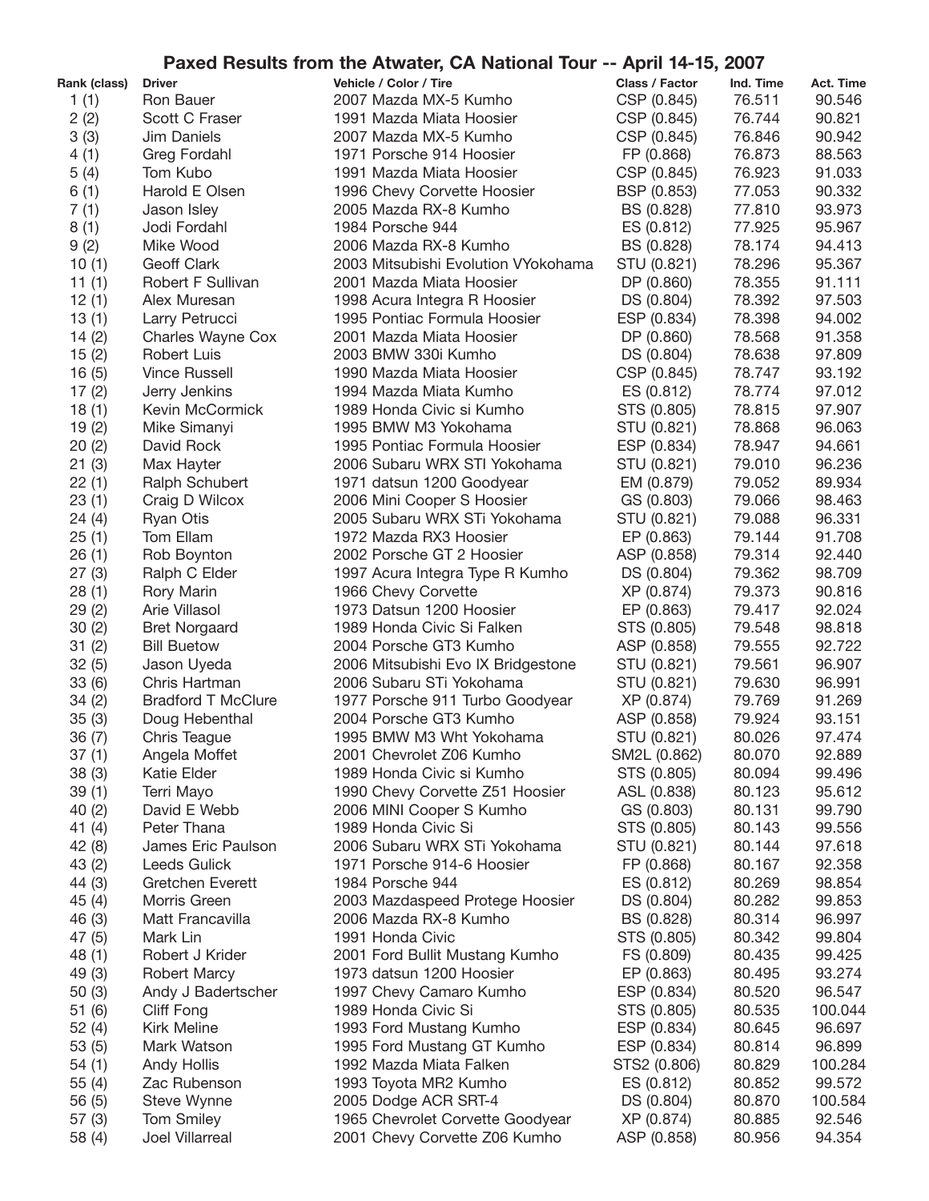# Paxed Results from the Atwater, CA National Tour -- April 14-15, 2007

| Rank (class) | Driver | Vehicle / Color / Tire | Class / Factor | Ind. Time | Act. Time |
|---|---|---|---|---|---|
| 1 (1) | Ron Bauer | 2007 Mazda MX-5 Kumho | CSP (0.845) | 76.511 | 90.546 |
| 2 (2) | Scott C Fraser | 1991 Mazda Miata Hoosier | CSP (0.845) | 76.744 | 90.821 |
| 3 (3) | Jim Daniels | 2007 Mazda MX-5 Kumho | CSP (0.845) | 76.846 | 90.942 |
| 4 (1) | Greg Fordahl | 1971 Porsche 914 Hoosier | FP (0.868) | 76.873 | 88.563 |
| 5 (4) | Tom Kubo | 1991 Mazda Miata Hoosier | CSP (0.845) | 76.923 | 91.033 |
| 6 (1) | Harold E Olsen | 1996 Chevy Corvette Hoosier | BSP (0.853) | 77.053 | 90.332 |
| 7 (1) | Jason Isley | 2005 Mazda RX-8 Kumho | BS (0.828) | 77.810 | 93.973 |
| 8 (1) | Jodi Fordahl | 1984 Porsche 944 | ES (0.812) | 77.925 | 95.967 |
| 9 (2) | Mike Wood | 2006 Mazda RX-8 Kumho | BS (0.828) | 78.174 | 94.413 |
| 10 (1) | Geoff Clark | 2003 Mitsubishi Evolution VYokohama | STU (0.821) | 78.296 | 95.367 |
| 11 (1) | Robert F Sullivan | 2001 Mazda Miata Hoosier | DP (0.860) | 78.355 | 91.111 |
| 12 (1) | Alex Muresan | 1998 Acura Integra R Hoosier | DS (0.804) | 78.392 | 97.503 |
| 13 (1) | Larry Petrucci | 1995 Pontiac Formula Hoosier | ESP (0.834) | 78.398 | 94.002 |
| 14 (2) | Charles Wayne Cox | 2001 Mazda Miata Hoosier | DP (0.860) | 78.568 | 91.358 |
| 15 (2) | Robert Luis | 2003 BMW 330i Kumho | DS (0.804) | 78.638 | 97.809 |
| 16 (5) | Vince Russell | 1990 Mazda Miata Hoosier | CSP (0.845) | 78.747 | 93.192 |
| 17 (2) | Jerry Jenkins | 1994 Mazda Miata Kumho | ES (0.812) | 78.774 | 97.012 |
| 18 (1) | Kevin McCormick | 1989 Honda Civic si Kumho | STS (0.805) | 78.815 | 97.907 |
| 19 (2) | Mike Simanyi | 1995 BMW M3 Yokohama | STU (0.821) | 78.868 | 96.063 |
| 20 (2) | David Rock | 1995 Pontiac Formula Hoosier | ESP (0.834) | 78.947 | 94.661 |
| 21 (3) | Max Hayter | 2006 Subaru WRX STI Yokohama | STU (0.821) | 79.010 | 96.236 |
| 22 (1) | Ralph Schubert | 1971 datsun 1200 Goodyear | EM (0.879) | 79.052 | 89.934 |
| 23 (1) | Craig D Wilcox | 2006 Mini Cooper S Hoosier | GS (0.803) | 79.066 | 98.463 |
| 24 (4) | Ryan Otis | 2005 Subaru WRX STi Yokohama | STU (0.821) | 79.088 | 96.331 |
| 25 (1) | Tom Ellam | 1972 Mazda RX3 Hoosier | EP (0.863) | 79.144 | 91.708 |
| 26 (1) | Rob Boynton | 2002 Porsche GT 2 Hoosier | ASP (0.858) | 79.314 | 92.440 |
| 27 (3) | Ralph C Elder | 1997 Acura Integra Type R Kumho | DS (0.804) | 79.362 | 98.709 |
| 28 (1) | Rory Marin | 1966 Chevy Corvette | XP (0.874) | 79.373 | 90.816 |
| 29 (2) | Arie Villasol | 1973 Datsun 1200 Hoosier | EP (0.863) | 79.417 | 92.024 |
| 30 (2) | Bret Norgaard | 1989 Honda Civic Si Falken | STS (0.805) | 79.548 | 98.818 |
| 31 (2) | Bill Buetow | 2004 Porsche GT3 Kumho | ASP (0.858) | 79.555 | 92.722 |
| 32 (5) | Jason Uyeda | 2006 Mitsubishi Evo IX Bridgestone | STU (0.821) | 79.561 | 96.907 |
| 33 (6) | Chris Hartman | 2006 Subaru STi Yokohama | STU (0.821) | 79.630 | 96.991 |
| 34 (2) | Bradford T McClure | 1977 Porsche 911 Turbo Goodyear | XP (0.874) | 79.769 | 91.269 |
| 35 (3) | Doug Hebenthal | 2004 Porsche GT3 Kumho | ASP (0.858) | 79.924 | 93.151 |
| 36 (7) | Chris Teague | 1995 BMW M3 Wht Yokohama | STU (0.821) | 80.026 | 97.474 |
| 37 (1) | Angela Moffet | 2001 Chevrolet Z06 Kumho | SM2L (0.862) | 80.070 | 92.889 |
| 38 (3) | Katie Elder | 1989 Honda Civic si Kumho | STS (0.805) | 80.094 | 99.496 |
| 39 (1) | Terri Mayo | 1990 Chevy Corvette Z51 Hoosier | ASL (0.838) | 80.123 | 95.612 |
| 40 (2) | David E Webb | 2006 MINI Cooper S Kumho | GS (0.803) | 80.131 | 99.790 |
| 41 (4) | Peter Thana | 1989 Honda Civic Si | STS (0.805) | 80.143 | 99.556 |
| 42 (8) | James Eric Paulson | 2006 Subaru WRX STi Yokohama | STU (0.821) | 80.144 | 97.618 |
| 43 (2) | Leeds Gulick | 1971 Porsche 914-6 Hoosier | FP (0.868) | 80.167 | 92.358 |
| 44 (3) | Gretchen Everett | 1984 Porsche 944 | ES (0.812) | 80.269 | 98.854 |
| 45 (4) | Morris Green | 2003 Mazdaspeed Protege Hoosier | DS (0.804) | 80.282 | 99.853 |
| 46 (3) | Matt Francavilla | 2006 Mazda RX-8 Kumho | BS (0.828) | 80.314 | 96.997 |
| 47 (5) | Mark Lin | 1991 Honda Civic | STS (0.805) | 80.342 | 99.804 |
| 48 (1) | Robert J Krider | 2001 Ford Bullit Mustang Kumho | FS (0.809) | 80.435 | 99.425 |
| 49 (3) | Robert Marcy | 1973 datsun 1200 Hoosier | EP (0.863) | 80.495 | 93.274 |
| 50 (3) | Andy J Badertscher | 1997 Chevy Camaro Kumho | ESP (0.834) | 80.520 | 96.547 |
| 51 (6) | Cliff Fong | 1989 Honda Civic Si | STS (0.805) | 80.535 | 100.044 |
| 52 (4) | Kirk Meline | 1993 Ford Mustang Kumho | ESP (0.834) | 80.645 | 96.697 |
| 53 (5) | Mark Watson | 1995 Ford Mustang GT Kumho | ESP (0.834) | 80.814 | 96.899 |
| 54 (1) | Andy Hollis | 1992 Mazda Miata Falken | STS2 (0.806) | 80.829 | 100.284 |
| 55 (4) | Zac Rubenson | 1993 Toyota MR2 Kumho | ES (0.812) | 80.852 | 99.572 |
| 56 (5) | Steve Wynne | 2005 Dodge ACR SRT-4 | DS (0.804) | 80.870 | 100.584 |
| 57 (3) | Tom Smiley | 1965 Chevrolet Corvette Goodyear | XP (0.874) | 80.885 | 92.546 |
| 58 (4) | Joel Villarreal | 2001 Chevy Corvette Z06 Kumho | ASP (0.858) | 80.956 | 94.354 |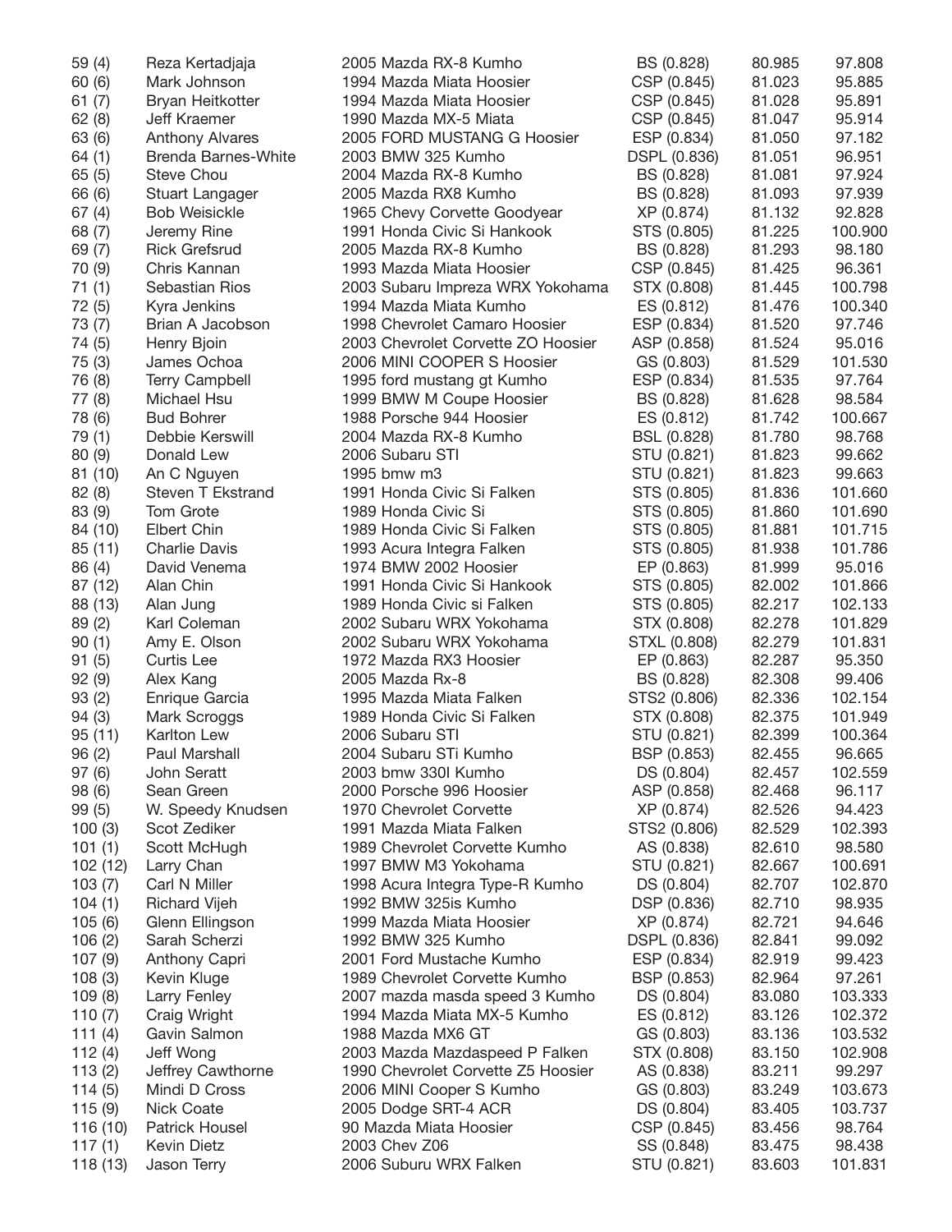| | | | | | |
|---|---|---|---|---|---|
| 59 (4) | Reza Kertadjaja | 2005 Mazda RX-8 Kumho | BS (0.828) | 80.985 | 97.808 |
| 60 (6) | Mark Johnson | 1994 Mazda Miata Hoosier | CSP (0.845) | 81.023 | 95.885 |
| 61 (7) | Bryan Heitkotter | 1994 Mazda Miata Hoosier | CSP (0.845) | 81.028 | 95.891 |
| 62 (8) | Jeff Kraemer | 1990 Mazda MX-5 Miata | CSP (0.845) | 81.047 | 95.914 |
| 63 (6) | Anthony Alvares | 2005 FORD MUSTANG G Hoosier | ESP (0.834) | 81.050 | 97.182 |
| 64 (1) | Brenda Barnes-White | 2003 BMW 325 Kumho | DSPL (0.836) | 81.051 | 96.951 |
| 65 (5) | Steve Chou | 2004 Mazda RX-8 Kumho | BS (0.828) | 81.081 | 97.924 |
| 66 (6) | Stuart Langager | 2005 Mazda RX8 Kumho | BS (0.828) | 81.093 | 97.939 |
| 67 (4) | Bob Weisickle | 1965 Chevy Corvette Goodyear | XP (0.874) | 81.132 | 92.828 |
| 68 (7) | Jeremy Rine | 1991 Honda Civic Si Hankook | STS (0.805) | 81.225 | 100.900 |
| 69 (7) | Rick Grefsrud | 2005 Mazda RX-8 Kumho | BS (0.828) | 81.293 | 98.180 |
| 70 (9) | Chris Kannan | 1993 Mazda Miata Hoosier | CSP (0.845) | 81.425 | 96.361 |
| 71 (1) | Sebastian Rios | 2003 Subaru Impreza WRX Yokohama | STX (0.808) | 81.445 | 100.798 |
| 72 (5) | Kyra Jenkins | 1994 Mazda Miata Kumho | ES (0.812) | 81.476 | 100.340 |
| 73 (7) | Brian A Jacobson | 1998 Chevrolet Camaro Hoosier | ESP (0.834) | 81.520 | 97.746 |
| 74 (5) | Henry Bjoin | 2003 Chevrolet Corvette ZO Hoosier | ASP (0.858) | 81.524 | 95.016 |
| 75 (3) | James Ochoa | 2006 MINI COOPER S Hoosier | GS (0.803) | 81.529 | 101.530 |
| 76 (8) | Terry Campbell | 1995 ford mustang gt Kumho | ESP (0.834) | 81.535 | 97.764 |
| 77 (8) | Michael Hsu | 1999 BMW M Coupe Hoosier | BS (0.828) | 81.628 | 98.584 |
| 78 (6) | Bud Bohrer | 1988 Porsche 944 Hoosier | ES (0.812) | 81.742 | 100.667 |
| 79 (1) | Debbie Kerswill | 2004 Mazda RX-8 Kumho | BSL (0.828) | 81.780 | 98.768 |
| 80 (9) | Donald Lew | 2006 Subaru STI | STU (0.821) | 81.823 | 99.662 |
| 81 (10) | An C Nguyen | 1995 bmw m3 | STU (0.821) | 81.823 | 99.663 |
| 82 (8) | Steven T Ekstrand | 1991 Honda Civic Si Falken | STS (0.805) | 81.836 | 101.660 |
| 83 (9) | Tom Grote | 1989 Honda Civic Si | STS (0.805) | 81.860 | 101.690 |
| 84 (10) | Elbert Chin | 1989 Honda Civic Si Falken | STS (0.805) | 81.881 | 101.715 |
| 85 (11) | Charlie Davis | 1993 Acura Integra Falken | STS (0.805) | 81.938 | 101.786 |
| 86 (4) | David Venema | 1974 BMW 2002 Hoosier | EP (0.863) | 81.999 | 95.016 |
| 87 (12) | Alan Chin | 1991 Honda Civic Si Hankook | STS (0.805) | 82.002 | 101.866 |
| 88 (13) | Alan Jung | 1989 Honda Civic si Falken | STS (0.805) | 82.217 | 102.133 |
| 89 (2) | Karl Coleman | 2002 Subaru WRX Yokohama | STX (0.808) | 82.278 | 101.829 |
| 90 (1) | Amy E. Olson | 2002 Subaru WRX Yokohama | STXL (0.808) | 82.279 | 101.831 |
| 91 (5) | Curtis Lee | 1972 Mazda RX3 Hoosier | EP (0.863) | 82.287 | 95.350 |
| 92 (9) | Alex Kang | 2005 Mazda Rx-8 | BS (0.828) | 82.308 | 99.406 |
| 93 (2) | Enrique Garcia | 1995 Mazda Miata Falken | STS2 (0.806) | 82.336 | 102.154 |
| 94 (3) | Mark Scroggs | 1989 Honda Civic Si Falken | STX (0.808) | 82.375 | 101.949 |
| 95 (11) | Karlton Lew | 2006 Subaru STI | STU (0.821) | 82.399 | 100.364 |
| 96 (2) | Paul Marshall | 2004 Subaru STi Kumho | BSP (0.853) | 82.455 | 96.665 |
| 97 (6) | John Seratt | 2003 bmw 330I Kumho | DS (0.804) | 82.457 | 102.559 |
| 98 (6) | Sean Green | 2000 Porsche 996 Hoosier | ASP (0.858) | 82.468 | 96.117 |
| 99 (5) | W. Speedy Knudsen | 1970 Chevrolet Corvette | XP (0.874) | 82.526 | 94.423 |
| 100 (3) | Scot Zediker | 1991 Mazda Miata Falken | STS2 (0.806) | 82.529 | 102.393 |
| 101 (1) | Scott McHugh | 1989 Chevrolet Corvette Kumho | AS (0.838) | 82.610 | 98.580 |
| 102 (12) | Larry Chan | 1997 BMW M3 Yokohama | STU (0.821) | 82.667 | 100.691 |
| 103 (7) | Carl N Miller | 1998 Acura Integra Type-R Kumho | DS (0.804) | 82.707 | 102.870 |
| 104 (1) | Richard Vijeh | 1992 BMW 325is Kumho | DSP (0.836) | 82.710 | 98.935 |
| 105 (6) | Glenn Ellingson | 1999 Mazda Miata Hoosier | XP (0.874) | 82.721 | 94.646 |
| 106 (2) | Sarah Scherzi | 1992 BMW 325 Kumho | DSPL (0.836) | 82.841 | 99.092 |
| 107 (9) | Anthony Capri | 2001 Ford Mustache Kumho | ESP (0.834) | 82.919 | 99.423 |
| 108 (3) | Kevin Kluge | 1989 Chevrolet Corvette Kumho | BSP (0.853) | 82.964 | 97.261 |
| 109 (8) | Larry Fenley | 2007 mazda masda speed 3 Kumho | DS (0.804) | 83.080 | 103.333 |
| 110 (7) | Craig Wright | 1994 Mazda Miata MX-5 Kumho | ES (0.812) | 83.126 | 102.372 |
| 111 (4) | Gavin Salmon | 1988 Mazda MX6 GT | GS (0.803) | 83.136 | 103.532 |
| 112 (4) | Jeff Wong | 2003 Mazda Mazdaspeed P Falken | STX (0.808) | 83.150 | 102.908 |
| 113 (2) | Jeffrey Cawthorne | 1990 Chevrolet Corvette Z5 Hoosier | AS (0.838) | 83.211 | 99.297 |
| 114 (5) | Mindi D Cross | 2006 MINI Cooper S Kumho | GS (0.803) | 83.249 | 103.673 |
| 115 (9) | Nick Coate | 2005 Dodge SRT-4 ACR | DS (0.804) | 83.405 | 103.737 |
| 116 (10) | Patrick Housel | 90 Mazda Miata Hoosier | CSP (0.845) | 83.456 | 98.764 |
| 117 (1) | Kevin Dietz | 2003 Chev Z06 | SS (0.848) | 83.475 | 98.438 |
| 118 (13) | Jason Terry | 2006 Suburu WRX Falken | STU (0.821) | 83.603 | 101.831 |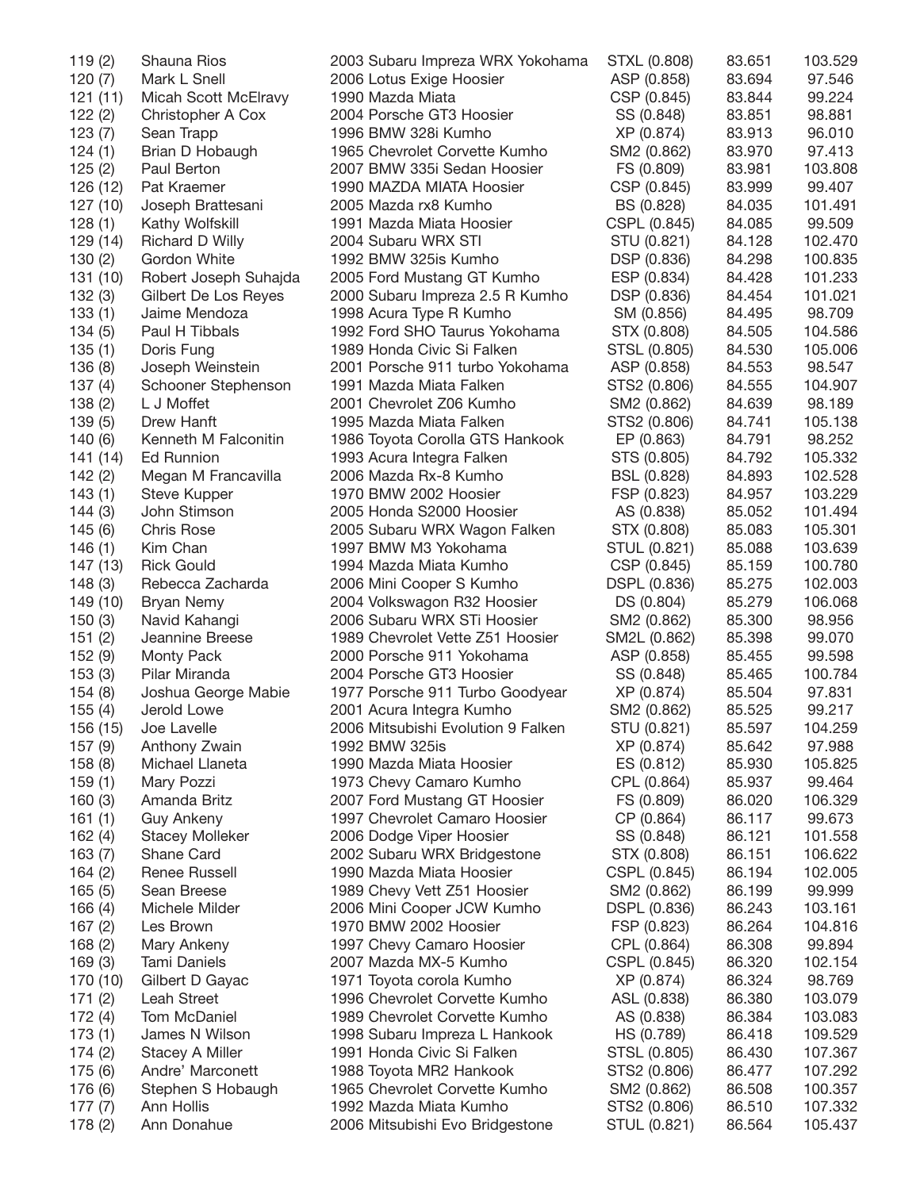| | | | | | |
|---|---|---|---|---|---|
| 119 (2) | Shauna Rios | 2003 Subaru Impreza WRX Yokohama | STXL (0.808) | 83.651 | 103.529 |
| 120 (7) | Mark L Snell | 2006 Lotus Exige Hoosier | ASP (0.858) | 83.694 | 97.546 |
| 121 (11) | Micah Scott McElravy | 1990 Mazda Miata | CSP (0.845) | 83.844 | 99.224 |
| 122 (2) | Christopher A Cox | 2004 Porsche GT3 Hoosier | SS (0.848) | 83.851 | 98.881 |
| 123 (7) | Sean Trapp | 1996 BMW 328i Kumho | XP (0.874) | 83.913 | 96.010 |
| 124 (1) | Brian D Hobaugh | 1965 Chevrolet Corvette Kumho | SM2 (0.862) | 83.970 | 97.413 |
| 125 (2) | Paul Berton | 2007 BMW 335i Sedan Hoosier | FS (0.809) | 83.981 | 103.808 |
| 126 (12) | Pat Kraemer | 1990 MAZDA MIATA Hoosier | CSP (0.845) | 83.999 | 99.407 |
| 127 (10) | Joseph Brattesani | 2005 Mazda rx8 Kumho | BS (0.828) | 84.035 | 101.491 |
| 128 (1) | Kathy Wolfskill | 1991 Mazda Miata Hoosier | CSPL (0.845) | 84.085 | 99.509 |
| 129 (14) | Richard D Willy | 2004 Subaru WRX STI | STU (0.821) | 84.128 | 102.470 |
| 130 (2) | Gordon White | 1992 BMW 325is Kumho | DSP (0.836) | 84.298 | 100.835 |
| 131 (10) | Robert Joseph Suhajda | 2005 Ford Mustang GT Kumho | ESP (0.834) | 84.428 | 101.233 |
| 132 (3) | Gilbert De Los Reyes | 2000 Subaru Impreza 2.5 R Kumho | DSP (0.836) | 84.454 | 101.021 |
| 133 (1) | Jaime Mendoza | 1998 Acura Type R Kumho | SM (0.856) | 84.495 | 98.709 |
| 134 (5) | Paul H Tibbals | 1992 Ford SHO Taurus Yokohama | STX (0.808) | 84.505 | 104.586 |
| 135 (1) | Doris Fung | 1989 Honda Civic Si Falken | STSL (0.805) | 84.530 | 105.006 |
| 136 (8) | Joseph Weinstein | 2001 Porsche 911 turbo Yokohama | ASP (0.858) | 84.553 | 98.547 |
| 137 (4) | Schooner Stephenson | 1991 Mazda Miata Falken | STS2 (0.806) | 84.555 | 104.907 |
| 138 (2) | L J Moffet | 2001 Chevrolet Z06 Kumho | SM2 (0.862) | 84.639 | 98.189 |
| 139 (5) | Drew Hanft | 1995 Mazda Miata Falken | STS2 (0.806) | 84.741 | 105.138 |
| 140 (6) | Kenneth M Falconitin | 1986 Toyota Corolla GTS Hankook | EP (0.863) | 84.791 | 98.252 |
| 141 (14) | Ed Runnion | 1993 Acura Integra Falken | STS (0.805) | 84.792 | 105.332 |
| 142 (2) | Megan M Francavilla | 2006 Mazda Rx-8 Kumho | BSL (0.828) | 84.893 | 102.528 |
| 143 (1) | Steve Kupper | 1970 BMW 2002 Hoosier | FSP (0.823) | 84.957 | 103.229 |
| 144 (3) | John Stimson | 2005 Honda S2000 Hoosier | AS (0.838) | 85.052 | 101.494 |
| 145 (6) | Chris Rose | 2005 Subaru WRX Wagon Falken | STX (0.808) | 85.083 | 105.301 |
| 146 (1) | Kim Chan | 1997 BMW M3 Yokohama | STUL (0.821) | 85.088 | 103.639 |
| 147 (13) | Rick Gould | 1994 Mazda Miata Kumho | CSP (0.845) | 85.159 | 100.780 |
| 148 (3) | Rebecca Zacharda | 2006 Mini Cooper S Kumho | DSPL (0.836) | 85.275 | 102.003 |
| 149 (10) | Bryan Nemy | 2004 Volkswagon R32 Hoosier | DS (0.804) | 85.279 | 106.068 |
| 150 (3) | Navid Kahangi | 2006 Subaru WRX STi Hoosier | SM2 (0.862) | 85.300 | 98.956 |
| 151 (2) | Jeannine Breese | 1989 Chevrolet Vette Z51 Hoosier | SM2L (0.862) | 85.398 | 99.070 |
| 152 (9) | Monty Pack | 2000 Porsche 911 Yokohama | ASP (0.858) | 85.455 | 99.598 |
| 153 (3) | Pilar Miranda | 2004 Porsche GT3 Hoosier | SS (0.848) | 85.465 | 100.784 |
| 154 (8) | Joshua George Mabie | 1977 Porsche 911 Turbo Goodyear | XP (0.874) | 85.504 | 97.831 |
| 155 (4) | Jerold Lowe | 2001 Acura Integra Kumho | SM2 (0.862) | 85.525 | 99.217 |
| 156 (15) | Joe Lavelle | 2006 Mitsubishi Evolution 9 Falken | STU (0.821) | 85.597 | 104.259 |
| 157 (9) | Anthony Zwain | 1992 BMW 325is | XP (0.874) | 85.642 | 97.988 |
| 158 (8) | Michael Llaneta | 1990 Mazda Miata Hoosier | ES (0.812) | 85.930 | 105.825 |
| 159 (1) | Mary Pozzi | 1973 Chevy Camaro Kumho | CPL (0.864) | 85.937 | 99.464 |
| 160 (3) | Amanda Britz | 2007 Ford Mustang GT Hoosier | FS (0.809) | 86.020 | 106.329 |
| 161 (1) | Guy Ankeny | 1997 Chevrolet Camaro Hoosier | CP (0.864) | 86.117 | 99.673 |
| 162 (4) | Stacey Molleker | 2006 Dodge Viper Hoosier | SS (0.848) | 86.121 | 101.558 |
| 163 (7) | Shane Card | 2002 Subaru WRX Bridgestone | STX (0.808) | 86.151 | 106.622 |
| 164 (2) | Renee Russell | 1990 Mazda Miata Hoosier | CSPL (0.845) | 86.194 | 102.005 |
| 165 (5) | Sean Breese | 1989 Chevy Vett Z51 Hoosier | SM2 (0.862) | 86.199 | 99.999 |
| 166 (4) | Michele Milder | 2006 Mini Cooper JCW Kumho | DSPL (0.836) | 86.243 | 103.161 |
| 167 (2) | Les Brown | 1970 BMW 2002 Hoosier | FSP (0.823) | 86.264 | 104.816 |
| 168 (2) | Mary Ankeny | 1997 Chevy Camaro Hoosier | CPL (0.864) | 86.308 | 99.894 |
| 169 (3) | Tami Daniels | 2007 Mazda MX-5 Kumho | CSPL (0.845) | 86.320 | 102.154 |
| 170 (10) | Gilbert D Gayac | 1971 Toyota corola Kumho | XP (0.874) | 86.324 | 98.769 |
| 171 (2) | Leah Street | 1996 Chevrolet Corvette Kumho | ASL (0.838) | 86.380 | 103.079 |
| 172 (4) | Tom McDaniel | 1989 Chevrolet Corvette Kumho | AS (0.838) | 86.384 | 103.083 |
| 173 (1) | James N Wilson | 1998 Subaru Impreza L Hankook | HS (0.789) | 86.418 | 109.529 |
| 174 (2) | Stacey A Miller | 1991 Honda Civic Si Falken | STSL (0.805) | 86.430 | 107.367 |
| 175 (6) | Andre' Marconett | 1988 Toyota MR2 Hankook | STS2 (0.806) | 86.477 | 107.292 |
| 176 (6) | Stephen S Hobaugh | 1965 Chevrolet Corvette Kumho | SM2 (0.862) | 86.508 | 100.357 |
| 177 (7) | Ann Hollis | 1992 Mazda Miata Kumho | STS2 (0.806) | 86.510 | 107.332 |
| 178 (2) | Ann Donahue | 2006 Mitsubishi Evo Bridgestone | STUL (0.821) | 86.564 | 105.437 |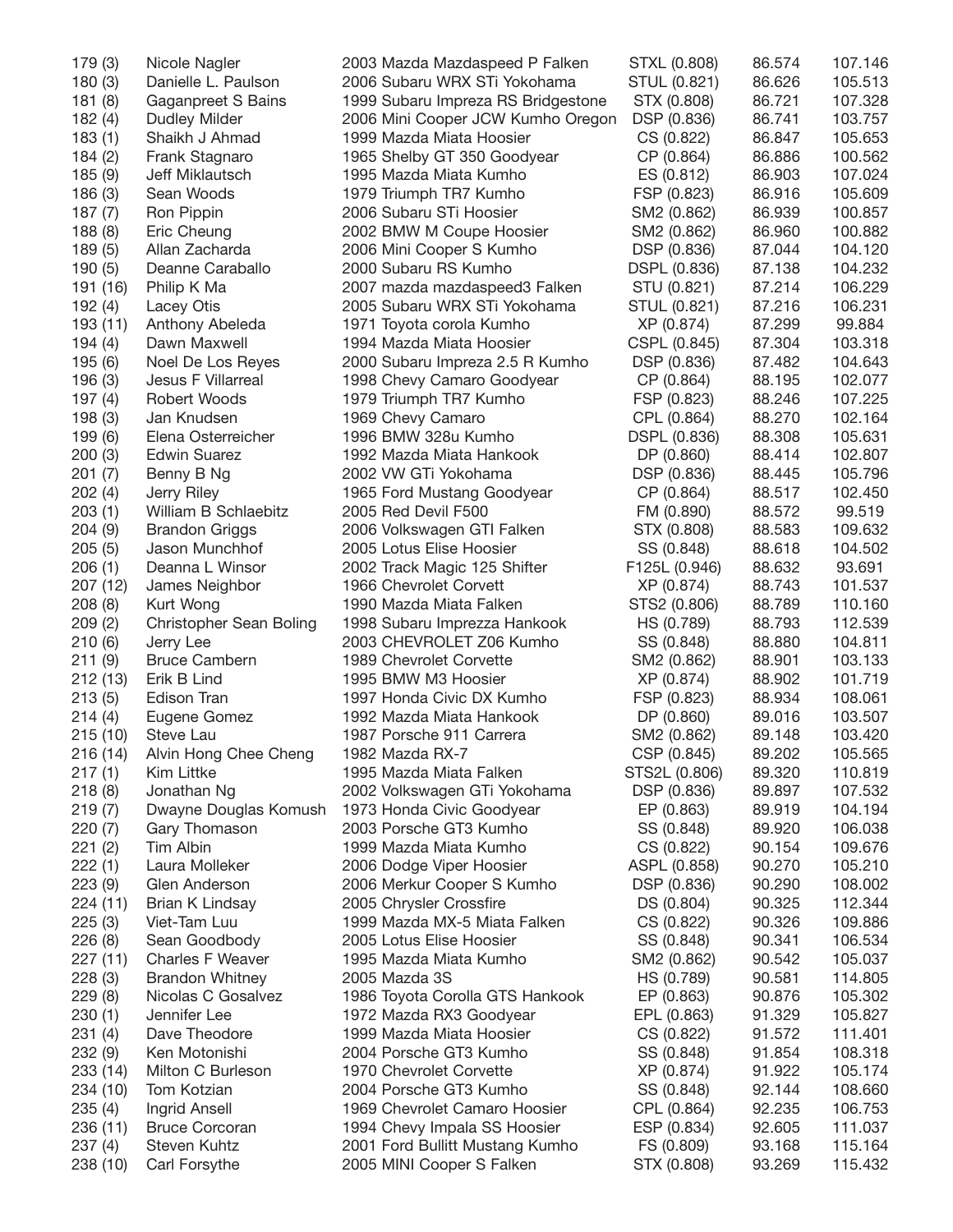| | | | | | |
|---|---|---|---|---|---|
| 179 (3) | Nicole Nagler | 2003 Mazda Mazdaspeed P Falken | STXL (0.808) | 86.574 | 107.146 |
| 180 (3) | Danielle L. Paulson | 2006 Subaru WRX STi Yokohama | STUL (0.821) | 86.626 | 105.513 |
| 181 (8) | Gaganpreet S Bains | 1999 Subaru Impreza RS Bridgestone | STX (0.808) | 86.721 | 107.328 |
| 182 (4) | Dudley Milder | 2006 Mini Cooper JCW Kumho Oregon | DSP (0.836) | 86.741 | 103.757 |
| 183 (1) | Shaikh J Ahmad | 1999 Mazda Miata Hoosier | CS (0.822) | 86.847 | 105.653 |
| 184 (2) | Frank Stagnaro | 1965 Shelby GT 350 Goodyear | CP (0.864) | 86.886 | 100.562 |
| 185 (9) | Jeff Miklautsch | 1995 Mazda Miata Kumho | ES (0.812) | 86.903 | 107.024 |
| 186 (3) | Sean Woods | 1979 Triumph TR7 Kumho | FSP (0.823) | 86.916 | 105.609 |
| 187 (7) | Ron Pippin | 2006 Subaru STi Hoosier | SM2 (0.862) | 86.939 | 100.857 |
| 188 (8) | Eric Cheung | 2002 BMW M Coupe Hoosier | SM2 (0.862) | 86.960 | 100.882 |
| 189 (5) | Allan Zacharda | 2006 Mini Cooper S Kumho | DSP (0.836) | 87.044 | 104.120 |
| 190 (5) | Deanne Caraballo | 2000 Subaru RS Kumho | DSPL (0.836) | 87.138 | 104.232 |
| 191 (16) | Philip K Ma | 2007 mazda mazdaspeed3 Falken | STU (0.821) | 87.214 | 106.229 |
| 192 (4) | Lacey Otis | 2005 Subaru WRX STi Yokohama | STUL (0.821) | 87.216 | 106.231 |
| 193 (11) | Anthony Abeleda | 1971 Toyota corola Kumho | XP (0.874) | 87.299 | 99.884 |
| 194 (4) | Dawn Maxwell | 1994 Mazda Miata Hoosier | CSPL (0.845) | 87.304 | 103.318 |
| 195 (6) | Noel De Los Reyes | 2000 Subaru Impreza 2.5 R Kumho | DSP (0.836) | 87.482 | 104.643 |
| 196 (3) | Jesus F Villarreal | 1998 Chevy Camaro Goodyear | CP (0.864) | 88.195 | 102.077 |
| 197 (4) | Robert Woods | 1979 Triumph TR7 Kumho | FSP (0.823) | 88.246 | 107.225 |
| 198 (3) | Jan Knudsen | 1969 Chevy Camaro | CPL (0.864) | 88.270 | 102.164 |
| 199 (6) | Elena Osterreicher | 1996 BMW 328u Kumho | DSPL (0.836) | 88.308 | 105.631 |
| 200 (3) | Edwin Suarez | 1992 Mazda Miata Hankook | DP (0.860) | 88.414 | 102.807 |
| 201 (7) | Benny B Ng | 2002 VW GTi Yokohama | DSP (0.836) | 88.445 | 105.796 |
| 202 (4) | Jerry Riley | 1965 Ford Mustang Goodyear | CP (0.864) | 88.517 | 102.450 |
| 203 (1) | William B Schlaebitz | 2005 Red Devil F500 | FM (0.890) | 88.572 | 99.519 |
| 204 (9) | Brandon Griggs | 2006 Volkswagen GTI Falken | STX (0.808) | 88.583 | 109.632 |
| 205 (5) | Jason Munchhof | 2005 Lotus Elise Hoosier | SS (0.848) | 88.618 | 104.502 |
| 206 (1) | Deanna L Winsor | 2002 Track Magic 125 Shifter | F125L (0.946) | 88.632 | 93.691 |
| 207 (12) | James Neighbor | 1966 Chevrolet Corvett | XP (0.874) | 88.743 | 101.537 |
| 208 (8) | Kurt Wong | 1990 Mazda Miata Falken | STS2 (0.806) | 88.789 | 110.160 |
| 209 (2) | Christopher Sean Boling | 1998 Subaru Imprezza Hankook | HS (0.789) | 88.793 | 112.539 |
| 210 (6) | Jerry Lee | 2003 CHEVROLET Z06 Kumho | SS (0.848) | 88.880 | 104.811 |
| 211 (9) | Bruce Cambern | 1989 Chevrolet Corvette | SM2 (0.862) | 88.901 | 103.133 |
| 212 (13) | Erik B Lind | 1995 BMW M3 Hoosier | XP (0.874) | 88.902 | 101.719 |
| 213 (5) | Edison Tran | 1997 Honda Civic DX Kumho | FSP (0.823) | 88.934 | 108.061 |
| 214 (4) | Eugene Gomez | 1992 Mazda Miata Hankook | DP (0.860) | 89.016 | 103.507 |
| 215 (10) | Steve Lau | 1987 Porsche 911 Carrera | SM2 (0.862) | 89.148 | 103.420 |
| 216 (14) | Alvin Hong Chee Cheng | 1982 Mazda RX-7 | CSP (0.845) | 89.202 | 105.565 |
| 217 (1) | Kim Littke | 1995 Mazda Miata Falken | STS2L (0.806) | 89.320 | 110.819 |
| 218 (8) | Jonathan Ng | 2002 Volkswagen GTi Yokohama | DSP (0.836) | 89.897 | 107.532 |
| 219 (7) | Dwayne Douglas Komush | 1973 Honda Civic Goodyear | EP (0.863) | 89.919 | 104.194 |
| 220 (7) | Gary Thomason | 2003 Porsche GT3 Kumho | SS (0.848) | 89.920 | 106.038 |
| 221 (2) | Tim Albin | 1999 Mazda Miata Kumho | CS (0.822) | 90.154 | 109.676 |
| 222 (1) | Laura Molleker | 2006 Dodge Viper Hoosier | ASPL (0.858) | 90.270 | 105.210 |
| 223 (9) | Glen Anderson | 2006 Merkur Cooper S Kumho | DSP (0.836) | 90.290 | 108.002 |
| 224 (11) | Brian K Lindsay | 2005 Chrysler Crossfire | DS (0.804) | 90.325 | 112.344 |
| 225 (3) | Viet-Tam Luu | 1999 Mazda MX-5 Miata Falken | CS (0.822) | 90.326 | 109.886 |
| 226 (8) | Sean Goodbody | 2005 Lotus Elise Hoosier | SS (0.848) | 90.341 | 106.534 |
| 227 (11) | Charles F Weaver | 1995 Mazda Miata Kumho | SM2 (0.862) | 90.542 | 105.037 |
| 228 (3) | Brandon Whitney | 2005 Mazda 3S | HS (0.789) | 90.581 | 114.805 |
| 229 (8) | Nicolas C Gosalvez | 1986 Toyota Corolla GTS Hankook | EP (0.863) | 90.876 | 105.302 |
| 230 (1) | Jennifer Lee | 1972 Mazda RX3 Goodyear | EPL (0.863) | 91.329 | 105.827 |
| 231 (4) | Dave Theodore | 1999 Mazda Miata Hoosier | CS (0.822) | 91.572 | 111.401 |
| 232 (9) | Ken Motonishi | 2004 Porsche GT3 Kumho | SS (0.848) | 91.854 | 108.318 |
| 233 (14) | Milton C Burleson | 1970 Chevrolet Corvette | XP (0.874) | 91.922 | 105.174 |
| 234 (10) | Tom Kotzian | 2004 Porsche GT3 Kumho | SS (0.848) | 92.144 | 108.660 |
| 235 (4) | Ingrid Ansell | 1969 Chevrolet Camaro Hoosier | CPL (0.864) | 92.235 | 106.753 |
| 236 (11) | Bruce Corcoran | 1994 Chevy Impala SS Hoosier | ESP (0.834) | 92.605 | 111.037 |
| 237 (4) | Steven Kuhtz | 2001 Ford Bullitt Mustang Kumho | FS (0.809) | 93.168 | 115.164 |
| 238 (10) | Carl Forsythe | 2005 MINI Cooper S Falken | STX (0.808) | 93.269 | 115.432 |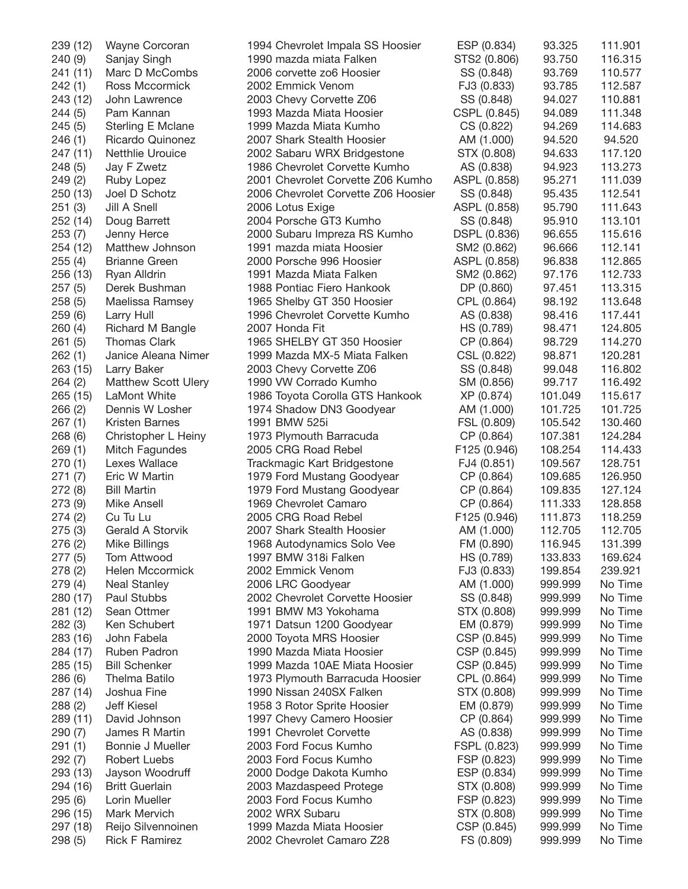| | | | | | |
|---|---|---|---|---|---|
| 239 (12) | Wayne Corcoran | 1994 Chevrolet Impala SS Hoosier | ESP (0.834) | 93.325 | 111.901 |
| 240 (9) | Sanjay Singh | 1990 mazda miata Falken | STS2 (0.806) | 93.750 | 116.315 |
| 241 (11) | Marc D McCombs | 2006 corvette zo6 Hoosier | SS (0.848) | 93.769 | 110.577 |
| 242 (1) | Ross Mccormick | 2002 Emmick Venom | FJ3 (0.833) | 93.785 | 112.587 |
| 243 (12) | John Lawrence | 2003 Chevy Corvette Z06 | SS (0.848) | 94.027 | 110.881 |
| 244 (5) | Pam Kannan | 1993 Mazda Miata Hoosier | CSPL (0.845) | 94.089 | 111.348 |
| 245 (5) | Sterling E Mclane | 1999 Mazda Miata Kumho | CS (0.822) | 94.269 | 114.683 |
| 246 (1) | Ricardo Quinonez | 2007 Shark Stealth Hoosier | AM (1.000) | 94.520 | 94.520 |
| 247 (11) | Netthlie Urouice | 2002 Sabaru WRX Bridgestone | STX (0.808) | 94.633 | 117.120 |
| 248 (5) | Jay F Zwetz | 1986 Chevrolet Corvette Kumho | AS (0.838) | 94.923 | 113.273 |
| 249 (2) | Ruby Lopez | 2001 Chevrolet Corvette Z06 Kumho | ASPL (0.858) | 95.271 | 111.039 |
| 250 (13) | Joel D Schotz | 2006 Chevrolet Corvette Z06 Hoosier | SS (0.848) | 95.435 | 112.541 |
| 251 (3) | Jill A Snell | 2006 Lotus Exige | ASPL (0.858) | 95.790 | 111.643 |
| 252 (14) | Doug Barrett | 2004 Porsche GT3 Kumho | SS (0.848) | 95.910 | 113.101 |
| 253 (7) | Jenny Herce | 2000 Subaru Impreza RS Kumho | DSPL (0.836) | 96.655 | 115.616 |
| 254 (12) | Matthew Johnson | 1991 mazda miata Hoosier | SM2 (0.862) | 96.666 | 112.141 |
| 255 (4) | Brianne Green | 2000 Porsche 996 Hoosier | ASPL (0.858) | 96.838 | 112.865 |
| 256 (13) | Ryan Alldrin | 1991 Mazda Miata Falken | SM2 (0.862) | 97.176 | 112.733 |
| 257 (5) | Derek Bushman | 1988 Pontiac Fiero Hankook | DP (0.860) | 97.451 | 113.315 |
| 258 (5) | Maelissa Ramsey | 1965 Shelby GT 350 Hoosier | CPL (0.864) | 98.192 | 113.648 |
| 259 (6) | Larry Hull | 1996 Chevrolet Corvette Kumho | AS (0.838) | 98.416 | 117.441 |
| 260 (4) | Richard M Bangle | 2007 Honda Fit | HS (0.789) | 98.471 | 124.805 |
| 261 (5) | Thomas Clark | 1965 SHELBY GT 350 Hoosier | CP (0.864) | 98.729 | 114.270 |
| 262 (1) | Janice Aleana Nimer | 1999 Mazda MX-5 Miata Falken | CSL (0.822) | 98.871 | 120.281 |
| 263 (15) | Larry Baker | 2003 Chevy Corvette Z06 | SS (0.848) | 99.048 | 116.802 |
| 264 (2) | Matthew Scott Ulery | 1990 VW Corrado Kumho | SM (0.856) | 99.717 | 116.492 |
| 265 (15) | LaMont White | 1986 Toyota Corolla GTS Hankook | XP (0.874) | 101.049 | 115.617 |
| 266 (2) | Dennis W Losher | 1974 Shadow DN3 Goodyear | AM (1.000) | 101.725 | 101.725 |
| 267 (1) | Kristen Barnes | 1991 BMW 525i | FSL (0.809) | 105.542 | 130.460 |
| 268 (6) | Christopher L Heiny | 1973 Plymouth Barracuda | CP (0.864) | 107.381 | 124.284 |
| 269 (1) | Mitch Fagundes | 2005 CRG Road Rebel | F125 (0.946) | 108.254 | 114.433 |
| 270 (1) | Lexes Wallace | Trackmagic Kart Bridgestone | FJ4 (0.851) | 109.567 | 128.751 |
| 271 (7) | Eric W Martin | 1979 Ford Mustang Goodyear | CP (0.864) | 109.685 | 126.950 |
| 272 (8) | Bill Martin | 1979 Ford Mustang Goodyear | CP (0.864) | 109.835 | 127.124 |
| 273 (9) | Mike Ansell | 1969 Chevrolet Camaro | CP (0.864) | 111.333 | 128.858 |
| 274 (2) | Cu Tu Lu | 2005 CRG Road Rebel | F125 (0.946) | 111.873 | 118.259 |
| 275 (3) | Gerald A Storvik | 2007 Shark Stealth Hoosier | AM (1.000) | 112.705 | 112.705 |
| 276 (2) | Mike Billings | 1968 Autodynamics Solo Vee | FM (0.890) | 116.945 | 131.399 |
| 277 (5) | Tom Attwood | 1997 BMW 318i Falken | HS (0.789) | 133.833 | 169.624 |
| 278 (2) | Helen Mccormick | 2002 Emmick Venom | FJ3 (0.833) | 199.854 | 239.921 |
| 279 (4) | Neal Stanley | 2006 LRC Goodyear | AM (1.000) | 999.999 | No Time |
| 280 (17) | Paul Stubbs | 2002 Chevrolet Corvette Hoosier | SS (0.848) | 999.999 | No Time |
| 281 (12) | Sean Ottmer | 1991 BMW M3 Yokohama | STX (0.808) | 999.999 | No Time |
| 282 (3) | Ken Schubert | 1971 Datsun 1200 Goodyear | EM (0.879) | 999.999 | No Time |
| 283 (16) | John Fabela | 2000 Toyota MRS Hoosier | CSP (0.845) | 999.999 | No Time |
| 284 (17) | Ruben Padron | 1990 Mazda Miata Hoosier | CSP (0.845) | 999.999 | No Time |
| 285 (15) | Bill Schenker | 1999 Mazda 10AE Miata Hoosier | CSP (0.845) | 999.999 | No Time |
| 286 (6) | Thelma Batilo | 1973 Plymouth Barracuda Hoosier | CPL (0.864) | 999.999 | No Time |
| 287 (14) | Joshua Fine | 1990 Nissan 240SX Falken | STX (0.808) | 999.999 | No Time |
| 288 (2) | Jeff Kiesel | 1958 3 Rotor Sprite Hoosier | EM (0.879) | 999.999 | No Time |
| 289 (11) | David Johnson | 1997 Chevy Camero Hoosier | CP (0.864) | 999.999 | No Time |
| 290 (7) | James R Martin | 1991 Chevrolet Corvette | AS (0.838) | 999.999 | No Time |
| 291 (1) | Bonnie J Mueller | 2003 Ford Focus Kumho | FSPL (0.823) | 999.999 | No Time |
| 292 (7) | Robert Luebs | 2003 Ford Focus Kumho | FSP (0.823) | 999.999 | No Time |
| 293 (13) | Jayson Woodruff | 2000 Dodge Dakota Kumho | ESP (0.834) | 999.999 | No Time |
| 294 (16) | Britt Guerlain | 2003 Mazdaspeed Protege | STX (0.808) | 999.999 | No Time |
| 295 (6) | Lorin Mueller | 2003 Ford Focus Kumho | FSP (0.823) | 999.999 | No Time |
| 296 (15) | Mark Mervich | 2002 WRX Subaru | STX (0.808) | 999.999 | No Time |
| 297 (18) | Reijo Silvennoinen | 1999 Mazda Miata Hoosier | CSP (0.845) | 999.999 | No Time |
| 298 (5) | Rick F Ramirez | 2002 Chevrolet Camaro Z28 | FS (0.809) | 999.999 | No Time |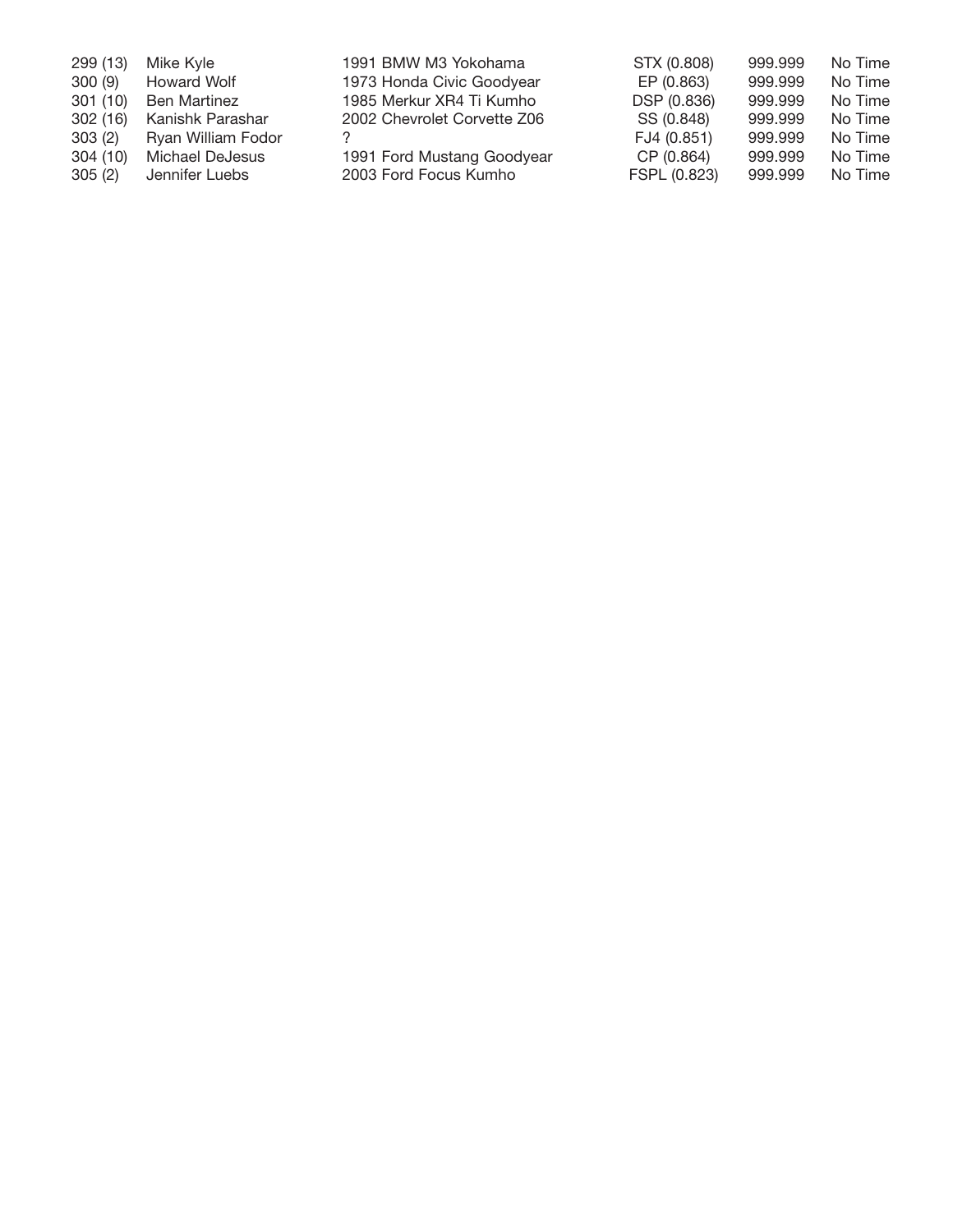| | | | | | |
|---|---|---|---|---|---|
| 299 (13) | Mike Kyle | 1991 BMW M3 Yokohama | STX (0.808) | 999.999 | No Time |
| 300 (9) | Howard Wolf | 1973 Honda Civic Goodyear | EP (0.863) | 999.999 | No Time |
| 301 (10) | Ben Martinez | 1985 Merkur XR4 Ti Kumho | DSP (0.836) | 999.999 | No Time |
| 302 (16) | Kanishk Parashar | 2002 Chevrolet Corvette Z06 | SS (0.848) | 999.999 | No Time |
| 303 (2) | Ryan William Fodor | ? | FJ4 (0.851) | 999.999 | No Time |
| 304 (10) | Michael DeJesus | 1991 Ford Mustang Goodyear | CP (0.864) | 999.999 | No Time |
| 305 (2) | Jennifer Luebs | 2003 Ford Focus Kumho | FSPL (0.823) | 999.999 | No Time |